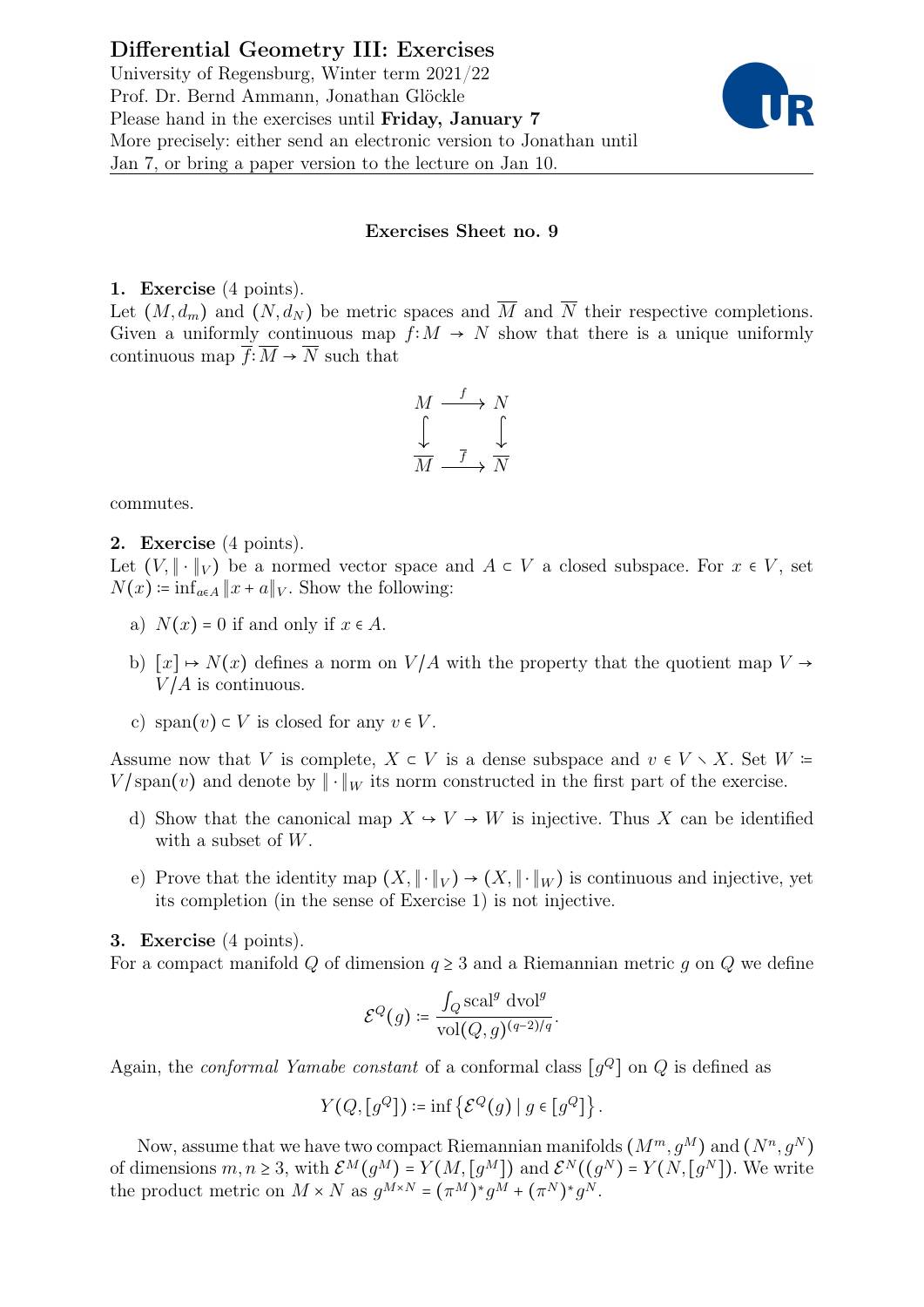# Differential Geometry III: Exercises

University of Regensburg, Winter term 2021/22
Prof. Dr. Bernd Ammann, Jonathan Glöckle
Please hand in the exercises until **Friday, January 7**
More precisely: either send an electronic version to Jonathan until Jan 7, or bring a paper version to the lecture on Jan 10.

## Exercises Sheet no. 9

**1. Exercise** (4 points).
Let $(M, d_m)$ and $(N, d_N)$ be metric spaces and $\overline{M}$ and $\overline{N}$ their respective completions. Given a uniformly continuous map $f \colon M \to N$ show that there is a unique uniformly continuous map $\overline{f} \colon \overline{M} \to \overline{N}$ such that

$$\begin{array}{ccc} M & \xrightarrow{f} & N \\ \big\downarrow & & \big\downarrow \\ \overline{M} & \xrightarrow{\overline{f}} & \overline{N} \end{array}$$

commutes.

**2. Exercise** (4 points).
Let $(V, \|\cdot\|_V)$ be a normed vector space and $A \subset V$ a closed subspace. For $x \in V$, set $N(x) := \inf_{a \in A} \|x + a\|_V$. Show the following:

a) $N(x) = 0$ if and only if $x \in A$.

b) $[x] \mapsto N(x)$ defines a norm on $V/A$ with the property that the quotient map $V \to V/A$ is continuous.

c) $\operatorname{span}(v) \subset V$ is closed for any $v \in V$.

Assume now that $V$ is complete, $X \subset V$ is a dense subspace and $v \in V \setminus X$. Set $W := V/\operatorname{span}(v)$ and denote by $\|\cdot\|_W$ its norm constructed in the first part of the exercise.

d) Show that the canonical map $X \hookrightarrow V \to W$ is injective. Thus $X$ can be identified with a subset of $W$.

e) Prove that the identity map $(X, \|\cdot\|_V) \to (X, \|\cdot\|_W)$ is continuous and injective, yet its completion (in the sense of Exercise 1) is not injective.

**3. Exercise** (4 points).
For a compact manifold $Q$ of dimension $q \geq 3$ and a Riemannian metric $g$ on $Q$ we define

$$\mathcal{E}^Q(g) := \frac{\int_Q \operatorname{scal}^g \operatorname{dvol}^g}{\operatorname{vol}(Q, g)^{(q-2)/q}}.$$

Again, the *conformal Yamabe constant* of a conformal class $[g^Q]$ on $Q$ is defined as

$$Y(Q, [g^Q]) := \inf \left\{ \mathcal{E}^Q(g) \mid g \in [g^Q] \right\}.$$

Now, assume that we have two compact Riemannian manifolds $(M^m, g^M)$ and $(N^n, g^N)$ of dimensions $m, n \geq 3$, with $\mathcal{E}^M(g^M) = Y(M, [g^M])$ and $\mathcal{E}^N((g^N) = Y(N, [g^N])$. We write the product metric on $M \times N$ as $g^{M \times N} = (\pi^M)^* g^M + (\pi^N)^* g^N$.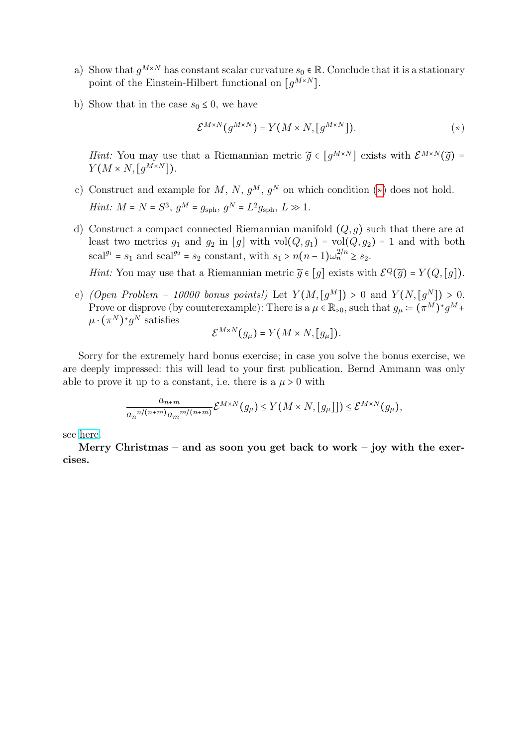a) Show that $g^{M\times N}$ has constant scalar curvature $s_0 \in \mathbb{R}$. Conclude that it is a stationary point of the Einstein-Hilbert functional on $[g^{M\times N}]$.

b) Show that in the case $s_0 \leq 0$, we have

$$\mathcal{E}^{M\times N}(g^{M\times N}) = Y(M\times N, [g^{M\times N}]). \tag{$*$}$$

*Hint:* You may use that a Riemannian metric $\widetilde{g} \in [g^{M\times N}]$ exists with $\mathcal{E}^{M\times N}(\widetilde{g}) = Y(M\times N, [g^{M\times N}])$.

c) Construct and example for $M$, $N$, $g^M$, $g^N$ on which condition ($*$) does not hold.

*Hint:* $M = N = S^3$, $g^M = g_{\mathrm{sph}}$, $g^N = L^2 g_{\mathrm{sph}}$, $L \gg 1$.

d) Construct a compact connected Riemannian manifold $(Q, g)$ such that there are at least two metrics $g_1$ and $g_2$ in $[g]$ with $\mathrm{vol}(Q, g_1) = \mathrm{vol}(Q, g_2) = 1$ and with both $\mathrm{scal}^{g_1} = s_1$ and $\mathrm{scal}^{g_2} = s_2$ constant, with $s_1 > n(n-1)\omega_n^{2/n} \geq s_2$.

*Hint:* You may use that a Riemannian metric $\widetilde{g} \in [g]$ exists with $\mathcal{E}^Q(\widetilde{g}) = Y(Q, [g])$.

e) *(Open Problem – 10000 bonus points!)* Let $Y(M, [g^M]) > 0$ and $Y(N, [g^N]) > 0$. Prove or disprove (by counterexample): There is a $\mu \in \mathbb{R}_{>0}$, such that $g_\mu := (\pi^M)^* g^M + \mu \cdot (\pi^N)^* g^N$ satisfies

$$\mathcal{E}^{M\times N}(g_\mu) = Y(M\times N, [g_\mu]).$$

Sorry for the extremely hard bonus exercise; in case you solve the bonus exercise, we are deeply impressed: this will lead to your first publication. Bernd Ammann was only able to prove it up to a constant, i.e. there is a $\mu > 0$ with

$$\frac{a_{n+m}}{{a_n}^{n/(n+m)} {a_m}^{m/(n+m)}} \mathcal{E}^{M\times N}(g_\mu) \leq Y(M\times N, [g_\mu]]) \leq \mathcal{E}^{M\times N}(g_\mu),$$

see here.

**Merry Christmas – and as soon you get back to work – joy with the exercises.**